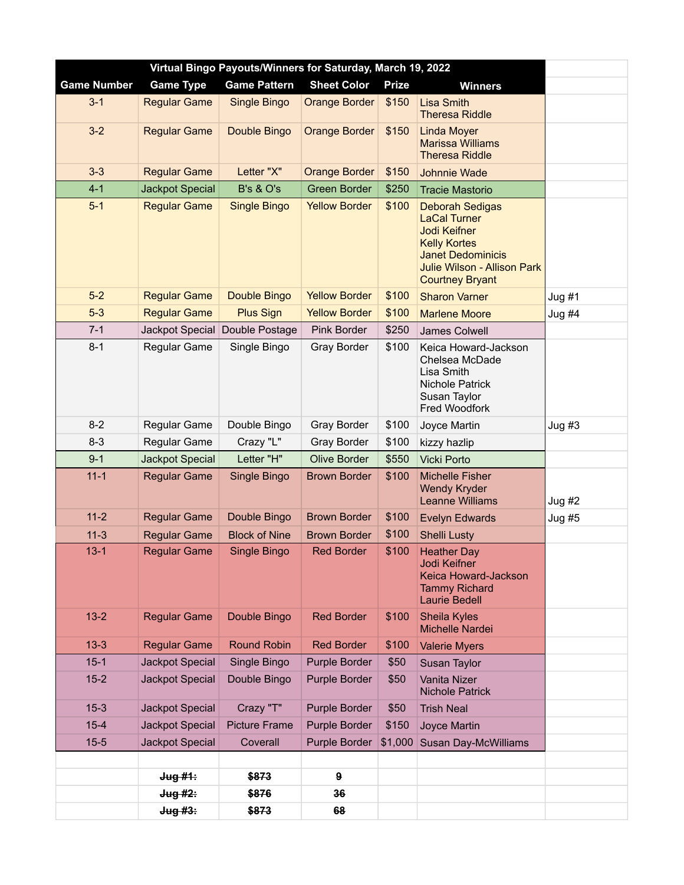| Virtual Bingo Payouts/Winners for Saturday, March 19, 2022 | | | | | | |
|---|---|---|---|---|---|---|
| **Game Number** | **Game Type** | **Game Pattern** | **Sheet Color** | **Prize** | **Winners** | |
| 3-1 | Regular Game | Single Bingo | Orange Border | $150 | Lisa Smith<br>Theresa Riddle | |
| 3-2 | Regular Game | Double Bingo | Orange Border | $150 | Linda Moyer<br>Marissa Williams<br>Theresa Riddle | |
| 3-3 | Regular Game | Letter "X" | Orange Border | $150 | Johnnie Wade | |
| 4-1 | Jackpot Special | B's & O's | Green Border | $250 | Tracie Mastorio | |
| 5-1 | Regular Game | Single Bingo | Yellow Border | $100 | Deborah Sedigas<br>LaCal Turner<br>Jodi Keifner<br>Kelly Kortes<br>Janet Dedominicis<br>Julie Wilson - Allison Park<br>Courtney Bryant | |
| 5-2 | Regular Game | Double Bingo | Yellow Border | $100 | Sharon Varner | Jug #1 |
| 5-3 | Regular Game | Plus Sign | Yellow Border | $100 | Marlene Moore | Jug #4 |
| 7-1 | Jackpot Special | Double Postage | Pink Border | $250 | James Colwell | |
| 8-1 | Regular Game | Single Bingo | Gray Border | $100 | Keica Howard-Jackson<br>Chelsea McDade<br>Lisa Smith<br>Nichole Patrick<br>Susan Taylor<br>Fred Woodfork | |
| 8-2 | Regular Game | Double Bingo | Gray Border | $100 | Joyce Martin | Jug #3 |
| 8-3 | Regular Game | Crazy "L" | Gray Border | $100 | kizzy hazlip | |
| 9-1 | Jackpot Special | Letter "H" | Olive Border | $550 | Vicki Porto | |
| 11-1 | Regular Game | Single Bingo | Brown Border | $100 | Michelle Fisher<br>Wendy Kryder<br>Leanne Williams | Jug #2 |
| 11-2 | Regular Game | Double Bingo | Brown Border | $100 | Evelyn Edwards | Jug #5 |
| 11-3 | Regular Game | Block of Nine | Brown Border | $100 | Shelli Lusty | |
| 13-1 | Regular Game | Single Bingo | Red Border | $100 | Heather Day<br>Jodi Keifner<br>Keica Howard-Jackson<br>Tammy Richard<br>Laurie Bedell | |
| 13-2 | Regular Game | Double Bingo | Red Border | $100 | Sheila Kyles<br>Michelle Nardei | |
| 13-3 | Regular Game | Round Robin | Red Border | $100 | Valerie Myers | |
| 15-1 | Jackpot Special | Single Bingo | Purple Border | $50 | Susan Taylor | |
| 15-2 | Jackpot Special | Double Bingo | Purple Border | $50 | Vanita Nizer<br>Nichole Patrick | |
| 15-3 | Jackpot Special | Crazy "T" | Purple Border | $50 | Trish Neal | |
| 15-4 | Jackpot Special | Picture Frame | Purple Border | $150 | Joyce Martin | |
| 15-5 | Jackpot Special | Coverall | Purple Border | $1,000 | Susan Day-McWilliams | |
| | | | | | | |
| | ~~**Jug #1:**~~ | ~~**$873**~~ | ~~**9**~~ | | | |
| | ~~**Jug #2:**~~ | ~~**$876**~~ | ~~**36**~~ | | | |
| | ~~**Jug #3:**~~ | ~~**$873**~~ | ~~**68**~~ | | | |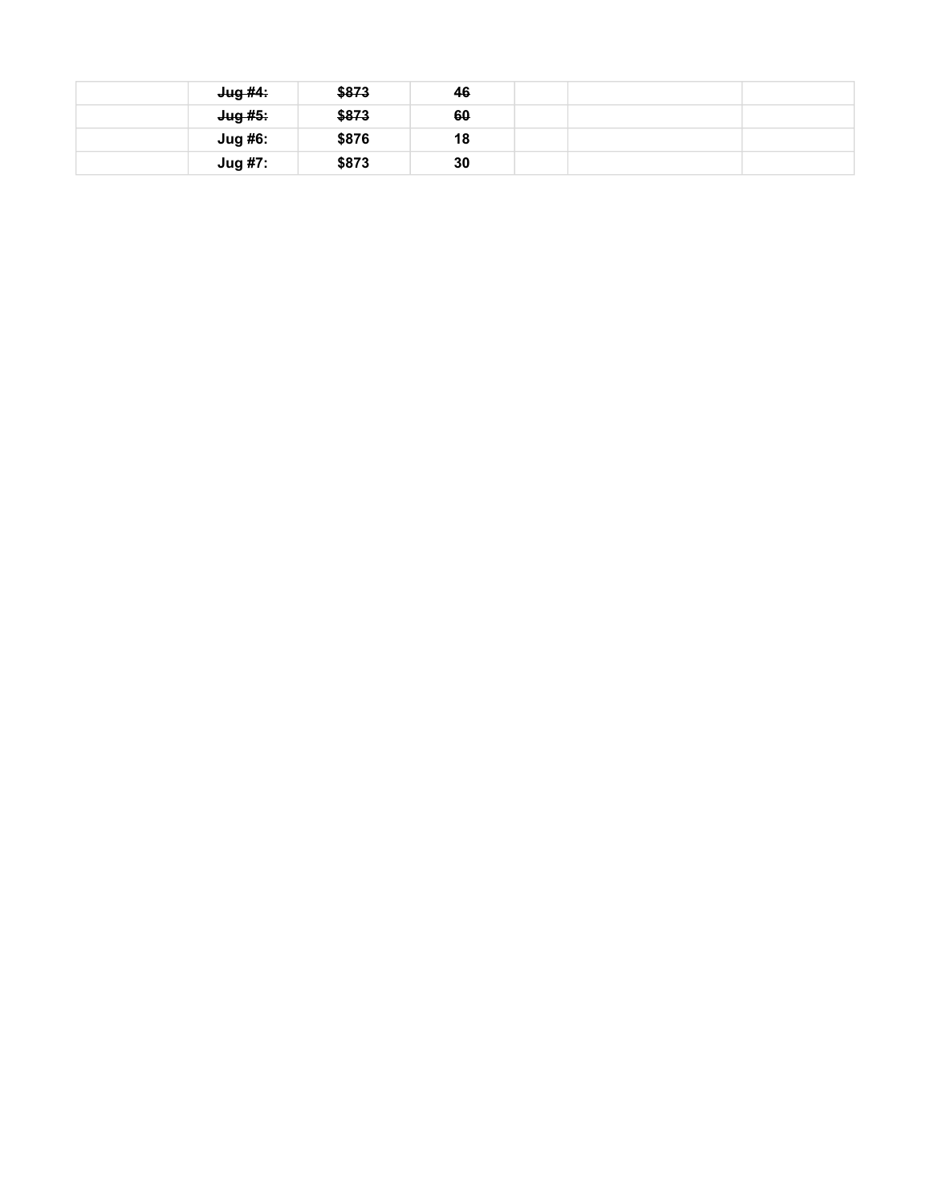| | | | | | | |
|---|---|---|---|---|---|---|
| | ~~**Jug #4:**~~ | ~~**$873**~~ | ~~**46**~~ | | | |
| | ~~**Jug #5:**~~ | ~~**$873**~~ | ~~**60**~~ | | | |
| | **Jug #6:** | **$876** | **18** | | | |
| | **Jug #7:** | **$873** | **30** | | | |